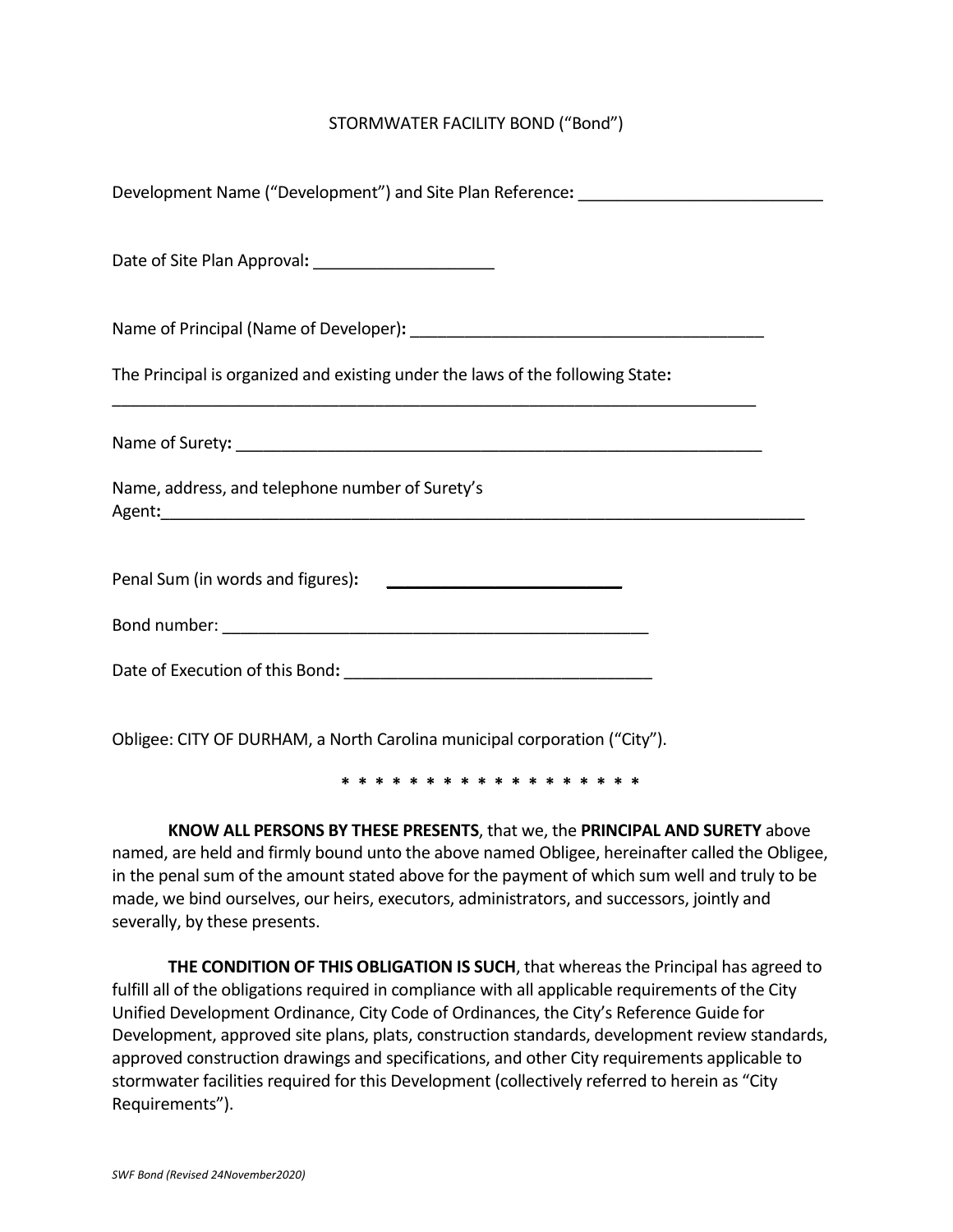# STORMWATER FACILITY BOND ("Bond")

Development Name ("Development") and Site Plan Reference**:** ___________________________

Date of Site Plan Approval**:** ____________________

Name of Principal (Name of Developer)**:** ________________________________________

The Principal is organized and existing under the laws of the following State**:**
__________________________________________________________________________

Name of Surety**:** __________________________________________________________

Name, address, and telephone number of Surety's Agent**:**___________________________________________________________________________

Penal Sum (in words and figures)**:** **__________________________**

Bond number: ________________________________________________

Date of Execution of this Bond**:** __________________________________

Obligee: CITY OF DURHAM, a North Carolina municipal corporation ("City").

\* \* \* \* \* \* \* \* \* \* \* \* \* \* \* \* \* \* \*

**KNOW ALL PERSONS BY THESE PRESENTS**, that we, the **PRINCIPAL AND SURETY** above named, are held and firmly bound unto the above named Obligee, hereinafter called the Obligee, in the penal sum of the amount stated above for the payment of which sum well and truly to be made, we bind ourselves, our heirs, executors, administrators, and successors, jointly and severally, by these presents.

**THE CONDITION OF THIS OBLIGATION IS SUCH**, that whereas the Principal has agreed to fulfill all of the obligations required in compliance with all applicable requirements of the City Unified Development Ordinance, City Code of Ordinances, the City's Reference Guide for Development, approved site plans, plats, construction standards, development review standards, approved construction drawings and specifications, and other City requirements applicable to stormwater facilities required for this Development (collectively referred to herein as "City Requirements").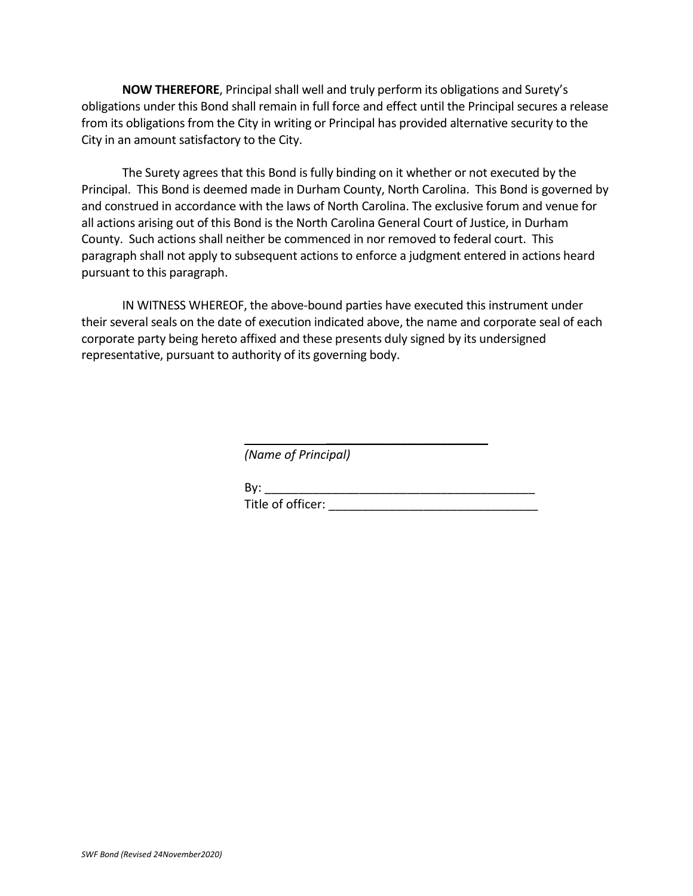**NOW THEREFORE**, Principal shall well and truly perform its obligations and Surety's obligations under this Bond shall remain in full force and effect until the Principal secures a release from its obligations from the City in writing or Principal has provided alternative security to the City in an amount satisfactory to the City.

The Surety agrees that this Bond is fully binding on it whether or not executed by the Principal. This Bond is deemed made in Durham County, North Carolina. This Bond is governed by and construed in accordance with the laws of North Carolina. The exclusive forum and venue for all actions arising out of this Bond is the North Carolina General Court of Justice, in Durham County. Such actions shall neither be commenced in nor removed to federal court. This paragraph shall not apply to subsequent actions to enforce a judgment entered in actions heard pursuant to this paragraph.

IN WITNESS WHEREOF, the above-bound parties have executed this instrument under their several seals on the date of execution indicated above, the name and corporate seal of each corporate party being hereto affixed and these presents duly signed by its undersigned representative, pursuant to authority of its governing body.

\_\_\_\_\_\_\_\_\_\_\_\_\_\_\_\_\_\_\_\_\_\_\_\_\_\_\_\_\_\_\_\_\_\_\_\_\_\_\_\_

*(Name of Principal)*

By: \_\_\_\_\_\_\_\_\_\_\_\_\_\_\_\_\_\_\_\_\_\_\_\_\_\_\_\_\_\_\_\_\_\_\_\_\_\_\_\_

Title of officer: \_\_\_\_\_\_\_\_\_\_\_\_\_\_\_\_\_\_\_\_\_\_\_\_\_\_\_\_\_\_\_

*SWF Bond (Revised 24November2020)*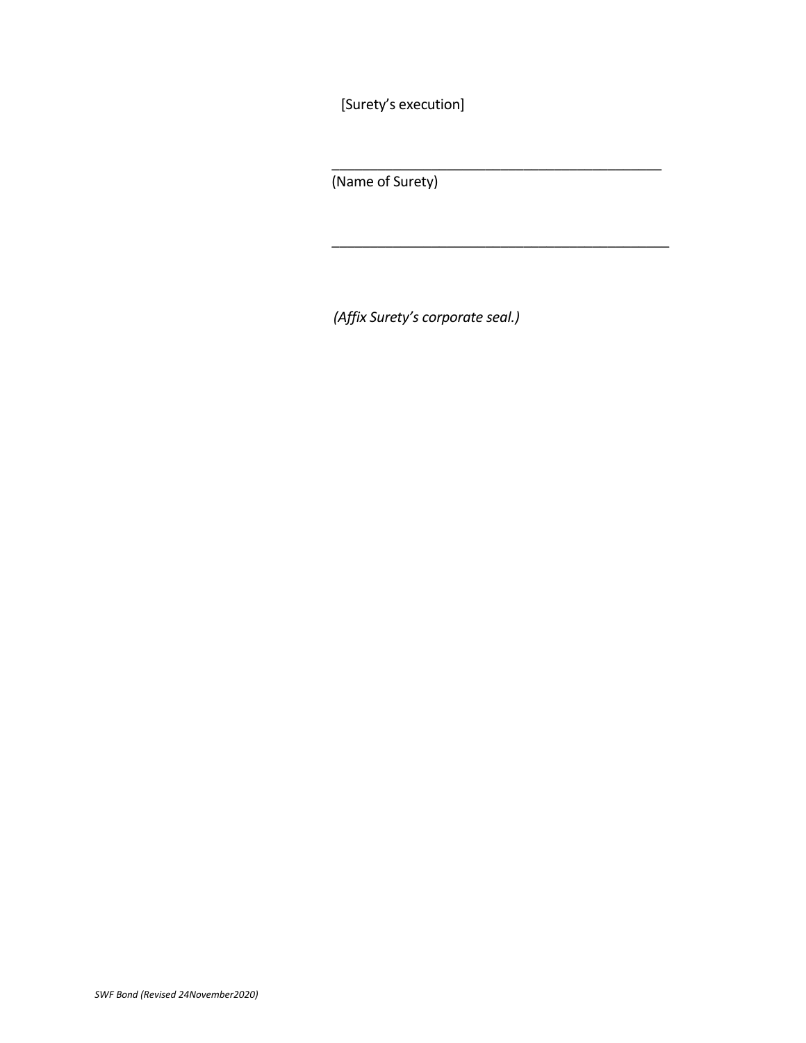[Surety's execution]

\_\_\_\_\_\_\_\_\_\_\_\_\_\_\_\_\_\_\_\_\_\_\_\_\_\_\_\_\_\_\_\_\_\_\_\_\_\_\_\_\_\_\_\_

(Name of Surety)

\_\_\_\_\_\_\_\_\_\_\_\_\_\_\_\_\_\_\_\_\_\_\_\_\_\_\_\_\_\_\_\_\_\_\_\_\_\_\_\_\_\_\_\_

*(Affix Surety's corporate seal.)*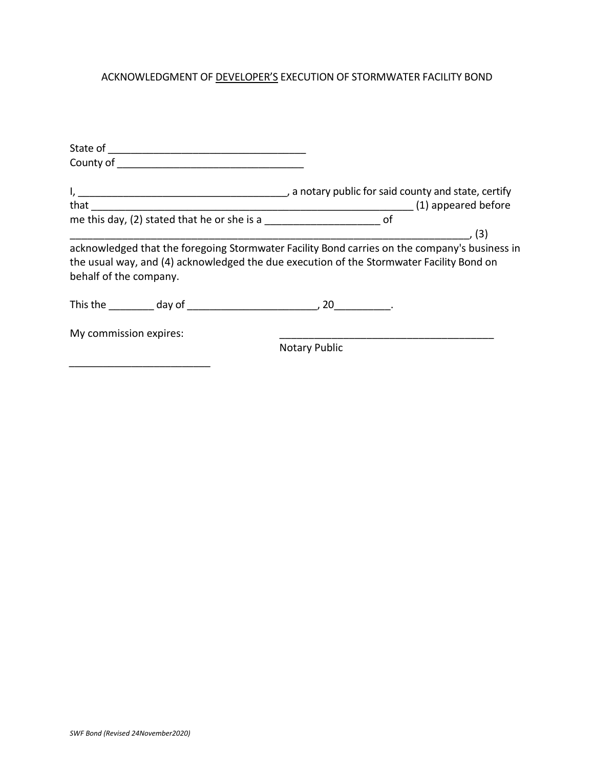ACKNOWLEDGMENT OF <u>DEVELOPER'S</u> EXECUTION OF STORMWATER FACILITY BOND

State of ___________________________________

County of _________________________________

I, ____________________________________, a notary public for said county and state, certify that ___________________________________________________________ (1) appeared before me this day, (2) stated that he or she is a ___________________ of _______________________________________________________________________, (3) acknowledged that the foregoing Stormwater Facility Bond carries on the company's business in the usual way, and (4) acknowledged the due execution of the Stormwater Facility Bond on behalf of the company.

This the ________ day of ______________________, 20_________.

My commission expires: ____________________________________

Notary Public

_________________________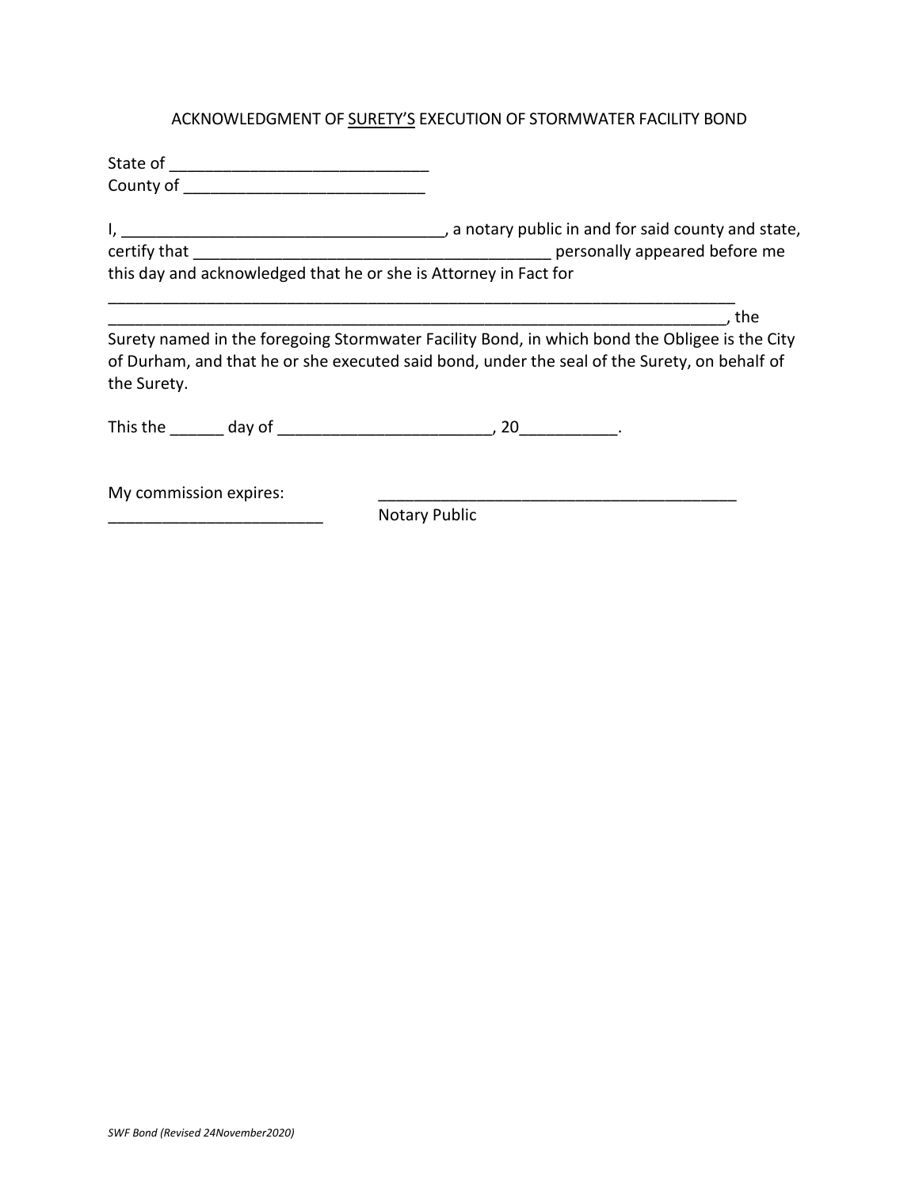## ACKNOWLEDGMENT OF SURETY'S EXECUTION OF STORMWATER FACILITY BOND

State of ____________________________

County of __________________________

I, ____________________________________, a notary public in and for said county and state, certify that ________________________________________ personally appeared before me this day and acknowledged that he or she is Attorney in Fact for

________________________________________________________________________

________________________________________________________________________, the Surety named in the foregoing Stormwater Facility Bond, in which bond the Obligee is the City of Durham, and that he or she executed said bond, under the seal of the Surety, on behalf of the Surety.

This the ______ day of _______________________, 20__________.

My commission expires: ________________________

________________________________________

Notary Public